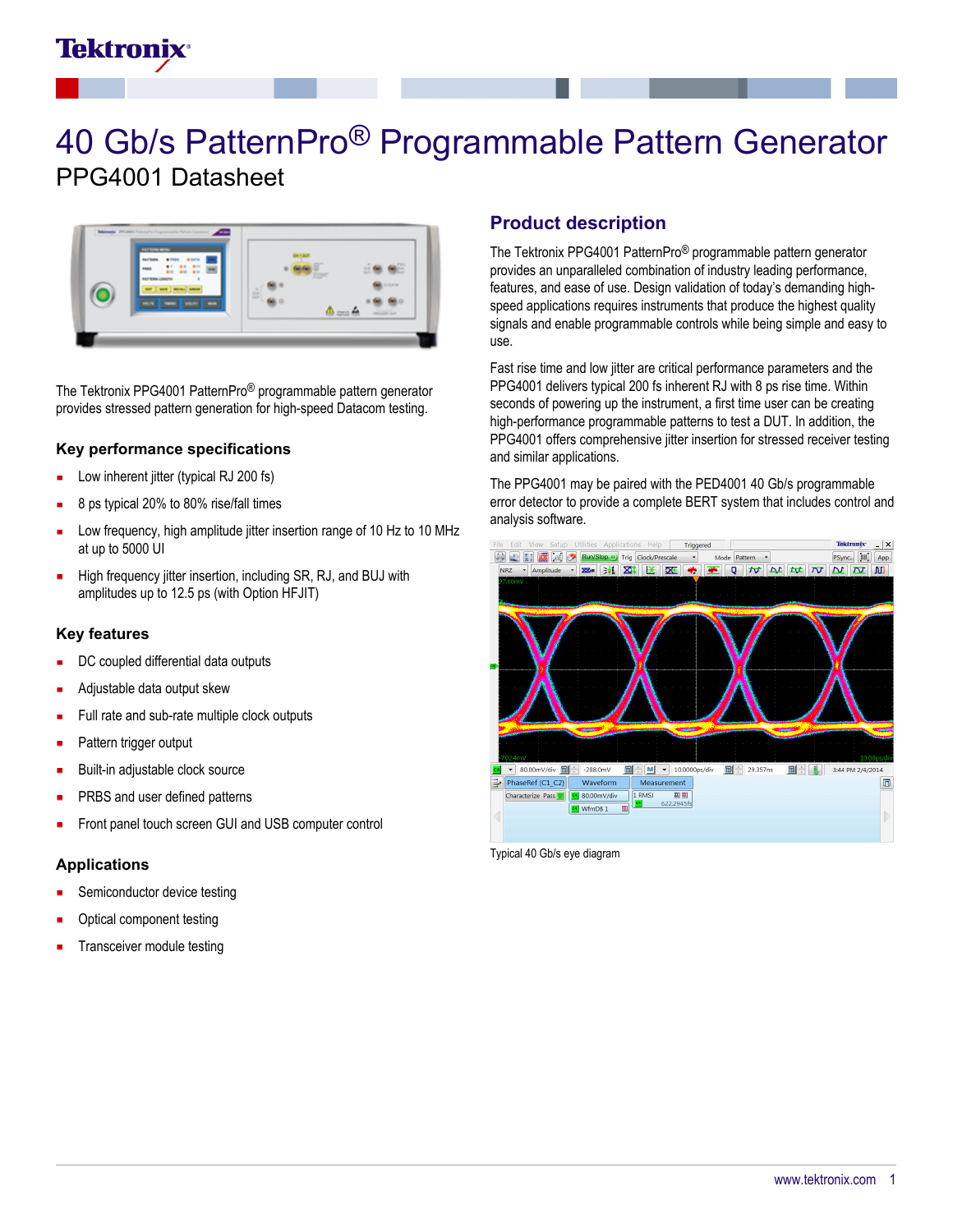# 40 Gb/s PatternPro® Programmable Pattern Generator

## PPG4001 Datasheet

The Tektronix PPG4001 PatternPro® programmable pattern generator provides stressed pattern generation for high-speed Datacom testing.

### Key performance specifications

- Low inherent jitter (typical RJ 200 fs)
- 8 ps typical 20% to 80% rise/fall times
- Low frequency, high amplitude jitter insertion range of 10 Hz to 10 MHz at up to 5000 UI
- High frequency jitter insertion, including SR, RJ, and BUJ with amplitudes up to 12.5 ps (with Option HFJIT)

### Key features

- DC coupled differential data outputs
- Adjustable data output skew
- Full rate and sub-rate multiple clock outputs
- Pattern trigger output
- Built-in adjustable clock source
- PRBS and user defined patterns
- Front panel touch screen GUI and USB computer control

### Applications

- Semiconductor device testing
- Optical component testing
- Transceiver module testing

## Product description

The Tektronix PPG4001 PatternPro® programmable pattern generator provides an unparalleled combination of industry leading performance, features, and ease of use. Design validation of today's demanding high-speed applications requires instruments that produce the highest quality signals and enable programmable controls while being simple and easy to use.

Fast rise time and low jitter are critical performance parameters and the PPG4001 delivers typical 200 fs inherent RJ with 8 ps rise time. Within seconds of powering up the instrument, a first time user can be creating high-performance programmable patterns to test a DUT. In addition, the PPG4001 offers comprehensive jitter insertion for stressed receiver testing and similar applications.

The PPG4001 may be paired with the PED4001 40 Gb/s programmable error detector to provide a complete BERT system that includes control and analysis software.

Typical 40 Gb/s eye diagram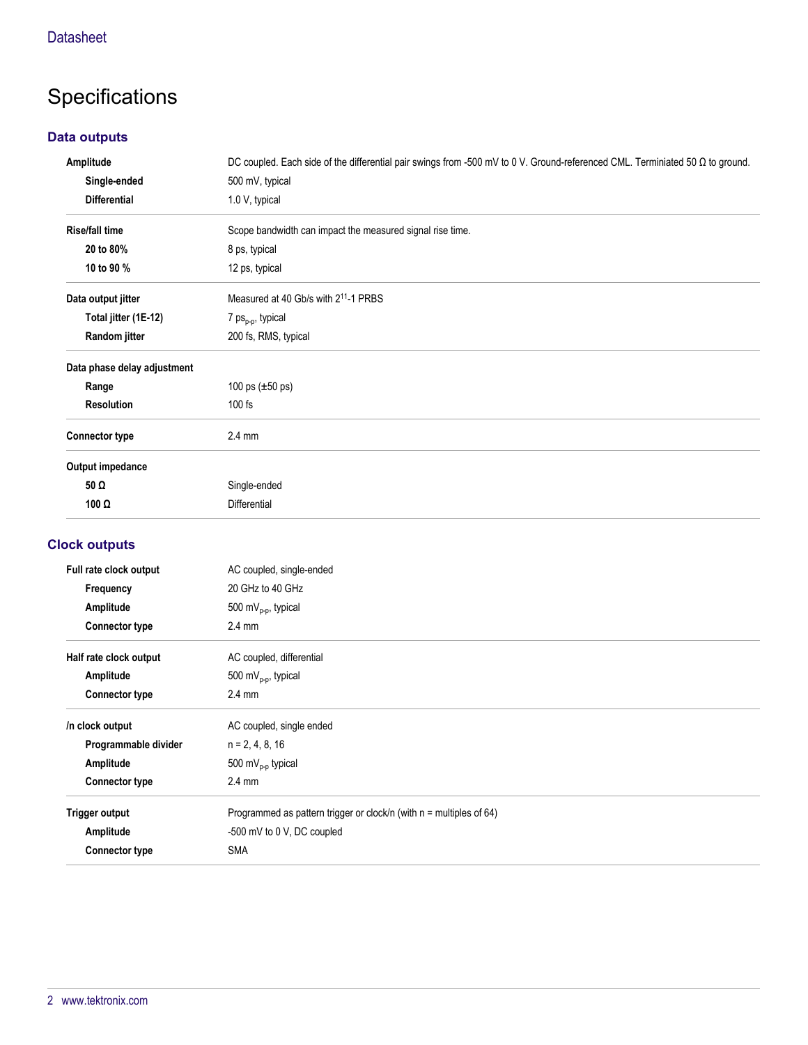# Specifications

## Data outputs

| | |
|---|---|
| **Amplitude** | DC coupled. Each side of the differential pair swings from -500 mV to 0 V. Ground-referenced CML. Terminiated 50 Ω to ground. |
| **Single-ended** | 500 mV, typical |
| **Differential** | 1.0 V, typical |
| **Rise/fall time** | Scope bandwidth can impact the measured signal rise time. |
| **20 to 80%** | 8 ps, typical |
| **10 to 90 %** | 12 ps, typical |
| **Data output jitter** | Measured at 40 Gb/s with $2^{11}$-1 PRBS |
| **Total jitter (1E-12)** | 7 $ps_{p-p}$, typical |
| **Random jitter** | 200 fs, RMS, typical |
| **Data phase delay adjustment** | |
| **Range** | 100 ps (±50 ps) |
| **Resolution** | 100 fs |
| **Connector type** | 2.4 mm |
| **Output impedance** | |
| **50 Ω** | Single-ended |
| **100 Ω** | Differential |

## Clock outputs

| | |
|---|---|
| **Full rate clock output** | AC coupled, single-ended |
| **Frequency** | 20 GHz to 40 GHz |
| **Amplitude** | 500 $mV_{p-p}$, typical |
| **Connector type** | 2.4 mm |
| **Half rate clock output** | AC coupled, differential |
| **Amplitude** | 500 $mV_{p-p}$, typical |
| **Connector type** | 2.4 mm |
| **/n clock output** | AC coupled, single ended |
| **Programmable divider** | n = 2, 4, 8, 16 |
| **Amplitude** | 500 $mV_{p-p}$ typical |
| **Connector type** | 2.4 mm |
| **Trigger output** | Programmed as pattern trigger or clock/n (with n = multiples of 64) |
| **Amplitude** | -500 mV to 0 V, DC coupled |
| **Connector type** | SMA |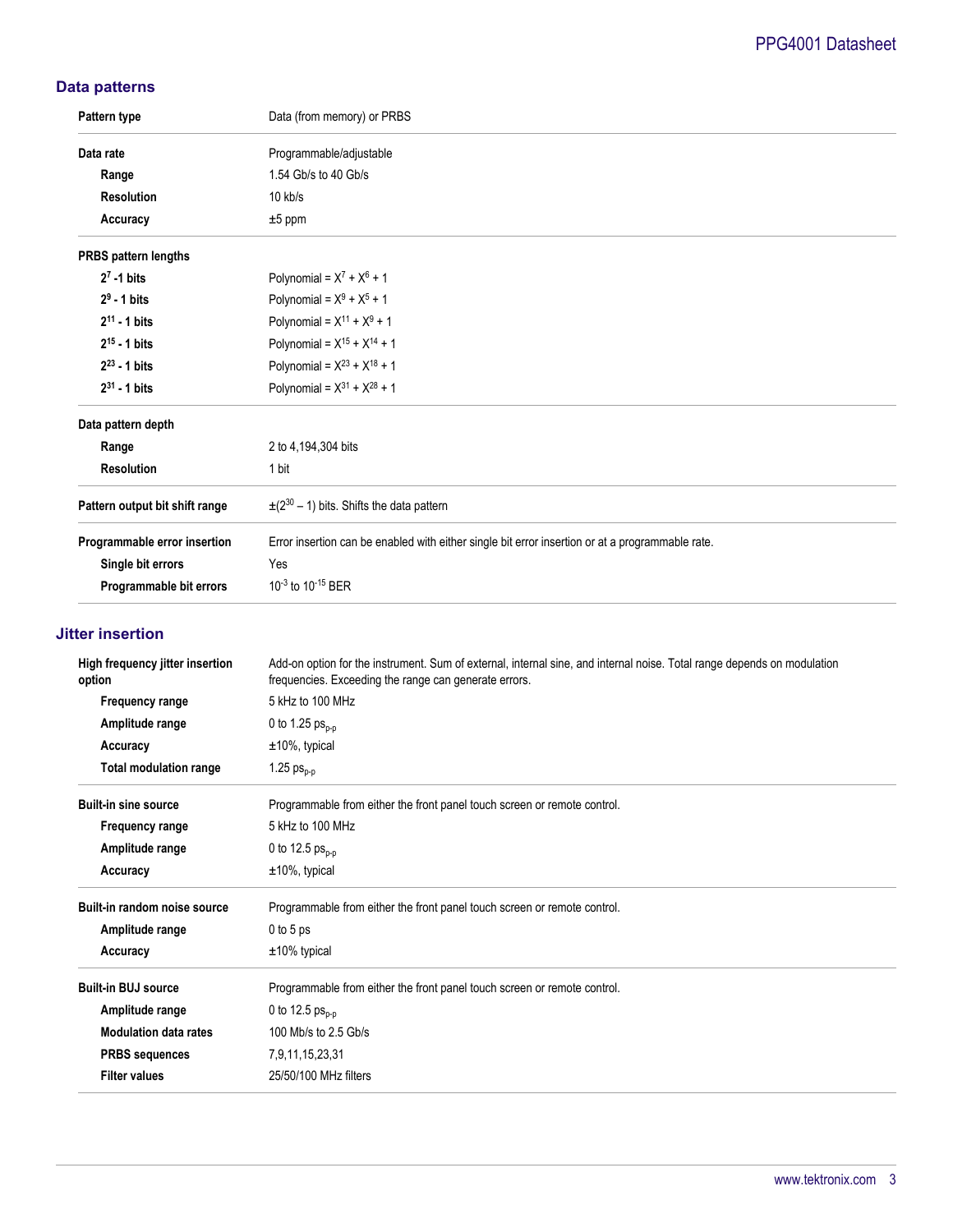## Data patterns

| | |
|---|---|
| **Pattern type** | Data (from memory) or PRBS |
| **Data rate** | Programmable/adjustable |
| **Range** | 1.54 Gb/s to 40 Gb/s |
| **Resolution** | 10 kb/s |
| **Accuracy** | ±5 ppm |
| **PRBS pattern lengths** | |
| **$2^7$ -1 bits** | Polynomial = $X^7 + X^6 + 1$ |
| **$2^9$ - 1 bits** | Polynomial = $X^9 + X^5 + 1$ |
| **$2^{11}$ - 1 bits** | Polynomial = $X^{11} + X^9 + 1$ |
| **$2^{15}$ - 1 bits** | Polynomial = $X^{15} + X^{14} + 1$ |
| **$2^{23}$ - 1 bits** | Polynomial = $X^{23} + X^{18} + 1$ |
| **$2^{31}$ - 1 bits** | Polynomial = $X^{31} + X^{28} + 1$ |
| **Data pattern depth** | |
| **Range** | 2 to 4,194,304 bits |
| **Resolution** | 1 bit |
| **Pattern output bit shift range** | $\pm(2^{30} - 1)$ bits. Shifts the data pattern |
| **Programmable error insertion** | Error insertion can be enabled with either single bit error insertion or at a programmable rate. |
| **Single bit errors** | Yes |
| **Programmable bit errors** | $10^{-3}$ to $10^{-15}$ BER |

## Jitter insertion

| | |
|---|---|
| **High frequency jitter insertion option** | Add-on option for the instrument. Sum of external, internal sine, and internal noise. Total range depends on modulation frequencies. Exceeding the range can generate errors. |
| **Frequency range** | 5 kHz to 100 MHz |
| **Amplitude range** | 0 to 1.25 $ps_{p-p}$ |
| **Accuracy** | ±10%, typical |
| **Total modulation range** | 1.25 $ps_{p-p}$ |
| **Built-in sine source** | Programmable from either the front panel touch screen or remote control. |
| **Frequency range** | 5 kHz to 100 MHz |
| **Amplitude range** | 0 to 12.5 $ps_{p-p}$ |
| **Accuracy** | ±10%, typical |
| **Built-in random noise source** | Programmable from either the front panel touch screen or remote control. |
| **Amplitude range** | 0 to 5 ps |
| **Accuracy** | ±10% typical |
| **Built-in BUJ source** | Programmable from either the front panel touch screen or remote control. |
| **Amplitude range** | 0 to 12.5 $ps_{p-p}$ |
| **Modulation data rates** | 100 Mb/s to 2.5 Gb/s |
| **PRBS sequences** | 7,9,11,15,23,31 |
| **Filter values** | 25/50/100 MHz filters |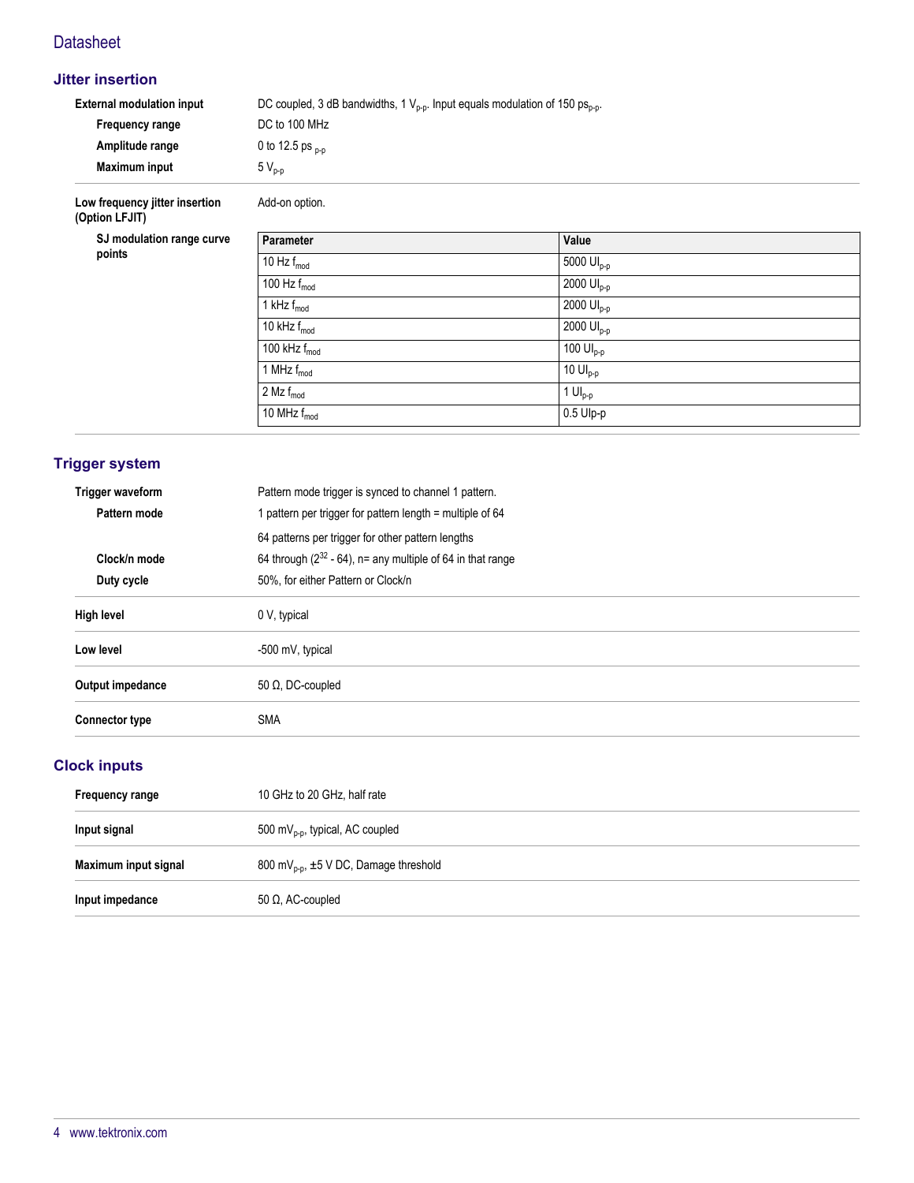## Jitter insertion

**External modulation input** — DC coupled, 3 dB bandwidths, 1 $V_{p-p}$. Input equals modulation of 150 $ps_{p-p}$.

- **Frequency range** — DC to 100 MHz
- **Amplitude range** — 0 to 12.5 $ps_{p-p}$
- **Maximum input** — 5 $V_{p-p}$

**Low frequency jitter insertion (Option LFJIT)** — Add-on option.

**SJ modulation range curve points**

| Parameter | Value |
|---|---|
| 10 Hz $f_{mod}$ | 5000 $UI_{p-p}$ |
| 100 Hz $f_{mod}$ | 2000 $UI_{p-p}$ |
| 1 kHz $f_{mod}$ | 2000 $UI_{p-p}$ |
| 10 kHz $f_{mod}$ | 2000 $UI_{p-p}$ |
| 100 kHz $f_{mod}$ | 100 $UI_{p-p}$ |
| 1 MHz $f_{mod}$ | 10 $UI_{p-p}$ |
| 2 Mz $f_{mod}$ | 1 $UI_{p-p}$ |
| 10 MHz $f_{mod}$ | 0.5 UIp-p |

## Trigger system

**Trigger waveform** — Pattern mode trigger is synced to channel 1 pattern.

- **Pattern mode** — 1 pattern per trigger for pattern length = multiple of 64

  64 patterns per trigger for other pattern lengths
- **Clock/n mode** — 64 through ($2^{32}$ - 64), n= any multiple of 64 in that range
- **Duty cycle** — 50%, for either Pattern or Clock/n

**High level** — 0 V, typical

**Low level** — -500 mV, typical

**Output impedance** — 50 Ω, DC-coupled

**Connector type** — SMA

## Clock inputs

**Frequency range** — 10 GHz to 20 GHz, half rate

**Input signal** — 500 $mV_{p-p}$, typical, AC coupled

**Maximum input signal** — 800 $mV_{p-p}$, ±5 V DC, Damage threshold

**Input impedance** — 50 Ω, AC-coupled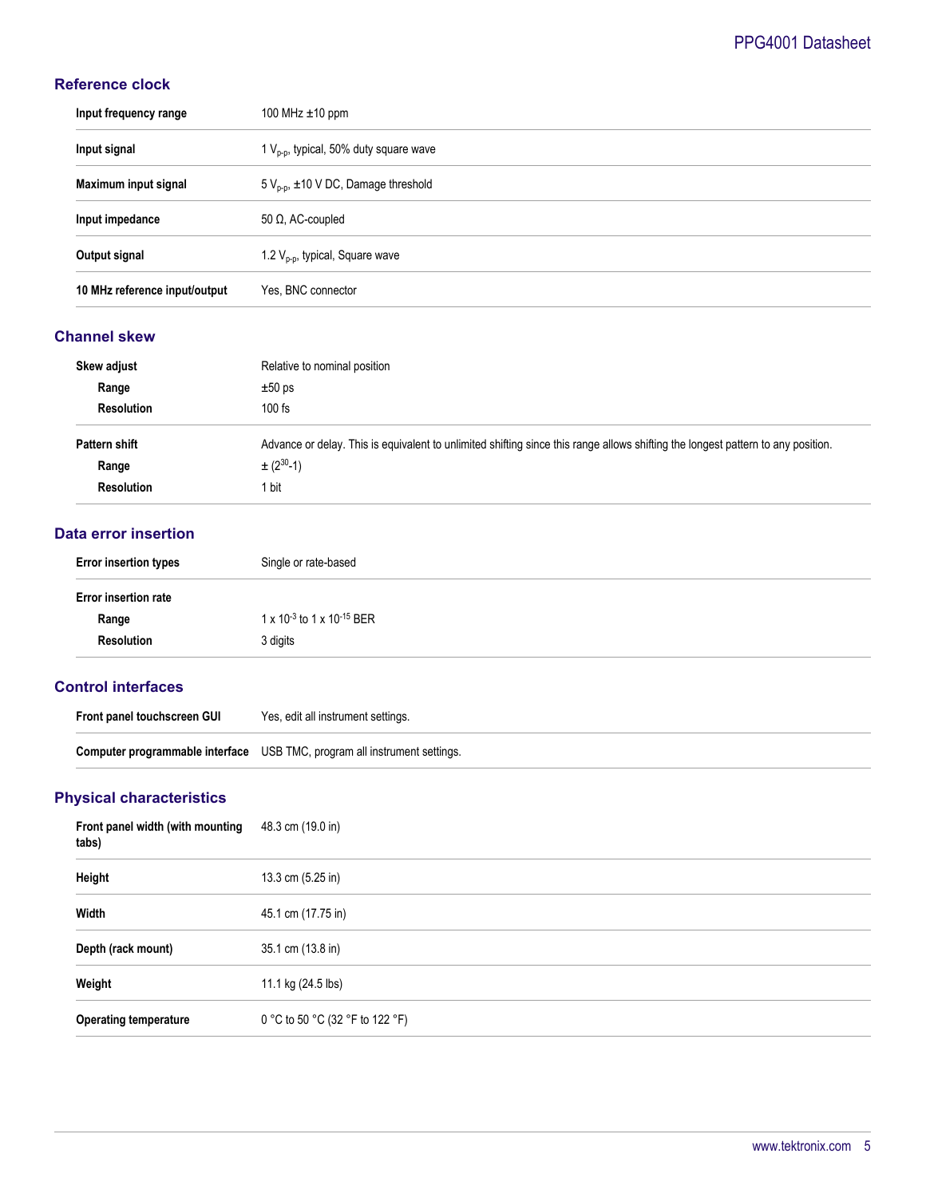## Reference clock

| | |
|---|---|
| **Input frequency range** | 100 MHz ±10 ppm |
| **Input signal** | 1 $V_{p-p}$, typical, 50% duty square wave |
| **Maximum input signal** | 5 $V_{p-p}$, ±10 V DC, Damage threshold |
| **Input impedance** | 50 Ω, AC-coupled |
| **Output signal** | 1.2 $V_{p-p}$, typical, Square wave |
| **10 MHz reference input/output** | Yes, BNC connector |

## Channel skew

| | |
|---|---|
| **Skew adjust** | Relative to nominal position |
| **Range** | ±50 ps |
| **Resolution** | 100 fs |
| **Pattern shift** | Advance or delay. This is equivalent to unlimited shifting since this range allows shifting the longest pattern to any position. |
| **Range** | ± ($2^{30}$-1) |
| **Resolution** | 1 bit |

## Data error insertion

| | |
|---|---|
| **Error insertion types** | Single or rate-based |
| **Error insertion rate** | |
| **Range** | 1 x $10^{-3}$ to 1 x $10^{-15}$ BER |
| **Resolution** | 3 digits |

## Control interfaces

| | |
|---|---|
| **Front panel touchscreen GUI** | Yes, edit all instrument settings. |
| **Computer programmable interface** | USB TMC, program all instrument settings. |

## Physical characteristics

| | |
|---|---|
| **Front panel width (with mounting tabs)** | 48.3 cm (19.0 in) |
| **Height** | 13.3 cm (5.25 in) |
| **Width** | 45.1 cm (17.75 in) |
| **Depth (rack mount)** | 35.1 cm (13.8 in) |
| **Weight** | 11.1 kg (24.5 lbs) |
| **Operating temperature** | 0 °C to 50 °C (32 °F to 122 °F) |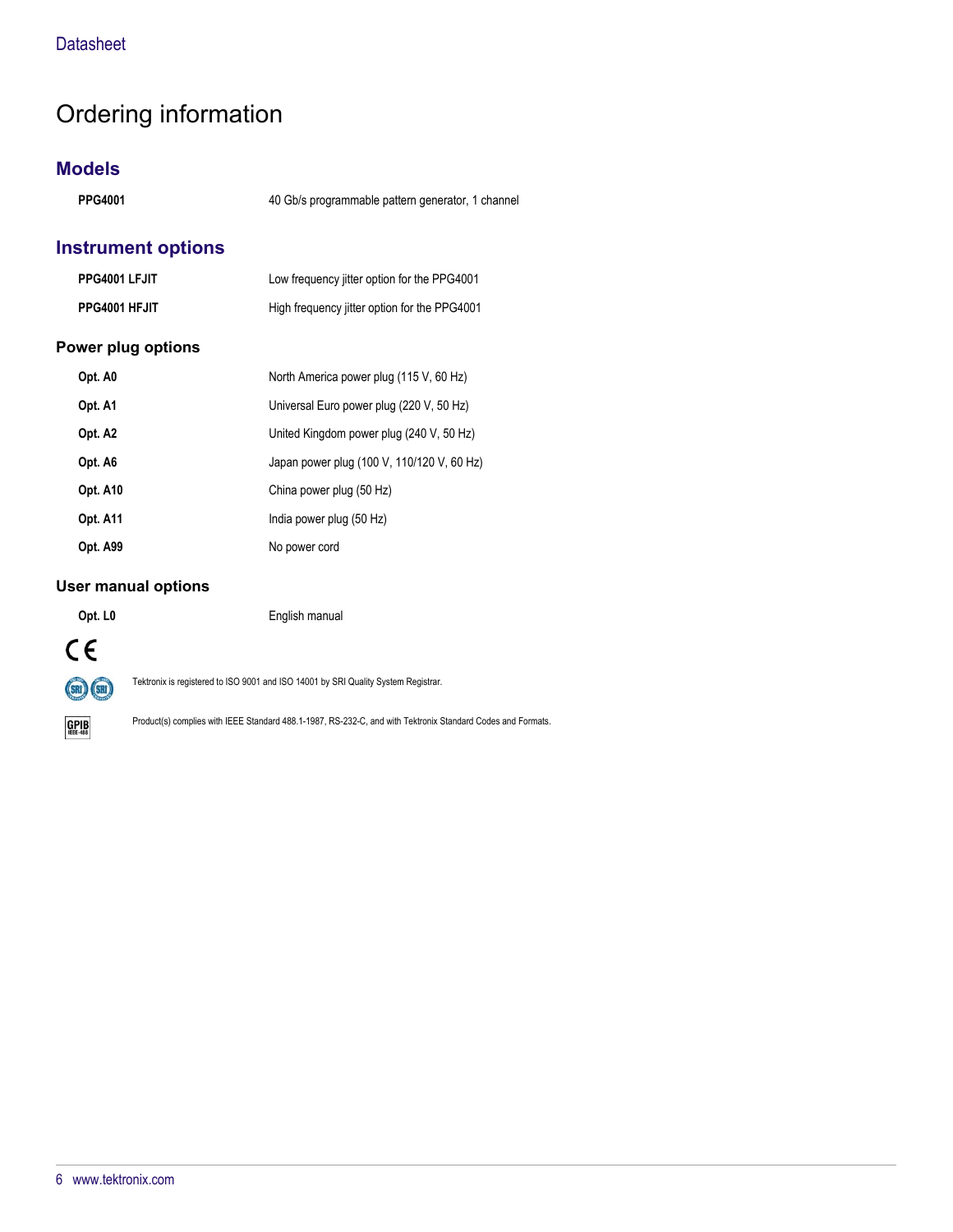# Ordering information

## Models

| | |
|---|---|
| **PPG4001** | 40 Gb/s programmable pattern generator, 1 channel |

## Instrument options

| | |
|---|---|
| **PPG4001 LFJIT** | Low frequency jitter option for the PPG4001 |
| **PPG4001 HFJIT** | High frequency jitter option for the PPG4001 |

### Power plug options

| | |
|---|---|
| **Opt. A0** | North America power plug (115 V, 60 Hz) |
| **Opt. A1** | Universal Euro power plug (220 V, 50 Hz) |
| **Opt. A2** | United Kingdom power plug (240 V, 50 Hz) |
| **Opt. A6** | Japan power plug (100 V, 110/120 V, 60 Hz) |
| **Opt. A10** | China power plug (50 Hz) |
| **Opt. A11** | India power plug (50 Hz) |
| **Opt. A99** | No power cord |

### User manual options

| | |
|---|---|
| **Opt. L0** | English manual |

Tektronix is registered to ISO 9001 and ISO 14001 by SRI Quality System Registrar.

Product(s) complies with IEEE Standard 488.1-1987, RS-232-C, and with Tektronix Standard Codes and Formats.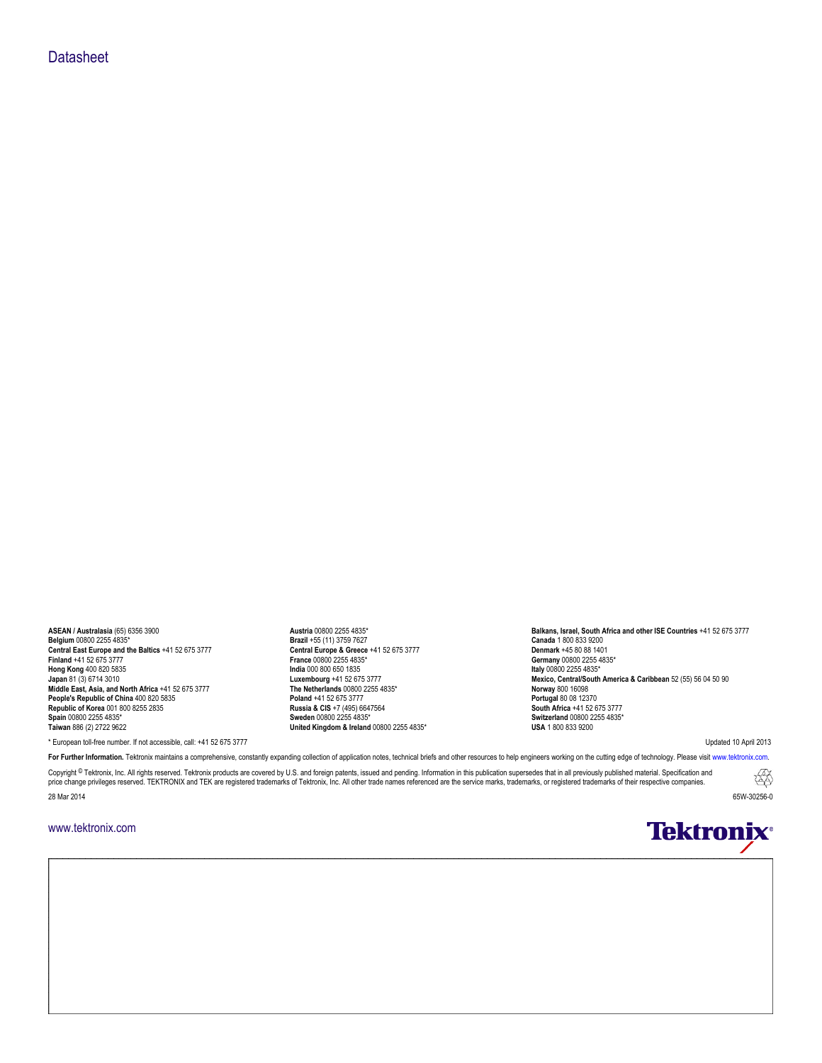**ASEAN / Australasia** (65) 6356 3900
**Belgium** 00800 2255 4835*
**Central East Europe and the Baltics** +41 52 675 3777
**Finland** +41 52 675 3777
**Hong Kong** 400 820 5835
**Japan** 81 (3) 6714 3010
**Middle East, Asia, and North Africa** +41 52 675 3777
**People's Republic of China** 400 820 5835
**Republic of Korea** 001 800 8255 2835
**Spain** 00800 2255 4835*
**Taiwan** 886 (2) 2722 9622

**Austria** 00800 2255 4835*
**Brazil** +55 (11) 3759 7627
**Central Europe & Greece** +41 52 675 3777
**France** 00800 2255 4835*
**India** 000 800 650 1835
**Luxembourg** +41 52 675 3777
**The Netherlands** 00800 2255 4835*
**Poland** +41 52 675 3777
**Russia & CIS** +7 (495) 6647564
**Sweden** 00800 2255 4835*
**United Kingdom & Ireland** 00800 2255 4835*

**Balkans, Israel, South Africa and other ISE Countries** +41 52 675 3777
**Canada** 1 800 833 9200
**Denmark** +45 80 88 1401
**Germany** 00800 2255 4835*
**Italy** 00800 2255 4835*
**Mexico, Central/South America & Caribbean** 52 (55) 56 04 50 90
**Norway** 800 16098
**Portugal** 80 08 12370
**South Africa** +41 52 675 3777
**Switzerland** 00800 2255 4835*
**USA** 1 800 833 9200

* European toll-free number. If not accessible, call: +41 52 675 3777

Updated 10 April 2013

**For Further Information.** Tektronix maintains a comprehensive, constantly expanding collection of application notes, technical briefs and other resources to help engineers working on the cutting edge of technology. Please visit www.tektronix.com.

Copyright © Tektronix, Inc. All rights reserved. Tektronix products are covered by U.S. and foreign patents, issued and pending. Information in this publication supersedes that in all previously published material. Specification and price change privileges reserved. TEKTRONIX and TEK are registered trademarks of Tektronix, Inc. All other trade names referenced are the service marks, trademarks, or registered trademarks of their respective companies.

28 Mar 2014

65W-30256-0

www.tektronix.com